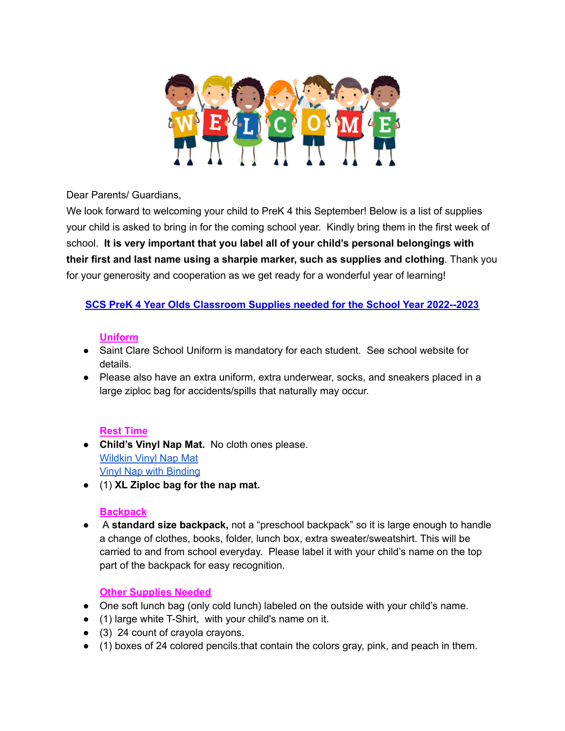Dear Parents/ Guardians,

We look forward to welcoming your child to PreK 4 this September! Below is a list of supplies your child is asked to bring in for the coming school year. Kindly bring them in the first week of school. **It is very important that you label all of your child's personal belongings with their first and last name using a sharpie marker, such as supplies and clothing**. Thank you for your generosity and cooperation as we get ready for a wonderful year of learning!

## SCS PreK 4 Year Olds Classroom Supplies needed for the School Year 2022--2023

### Uniform

- Saint Clare School Uniform is mandatory for each student. See school website for details.
- Please also have an extra uniform, extra underwear, socks, and sneakers placed in a large ziploc bag for accidents/spills that naturally may occur.

### Rest Time

- **Child's Vinyl Nap Mat.** No cloth ones please.
  Wildkin Vinyl Nap Mat
  Vinyl Nap with Binding
- (1) **XL Ziploc bag for the nap mat.**

### Backpack

- A **standard size backpack,** not a "preschool backpack" so it is large enough to handle a change of clothes, books, folder, lunch box, extra sweater/sweatshirt. This will be carried to and from school everyday. Please label it with your child's name on the top part of the backpack for easy recognition.

### Other Supplies Needed

- One soft lunch bag (only cold lunch) labeled on the outside with your child's name.
- (1) large white T-Shirt, with your child's name on it.
- (3) 24 count of crayola crayons.
- (1) boxes of 24 colored pencils.that contain the colors gray, pink, and peach in them.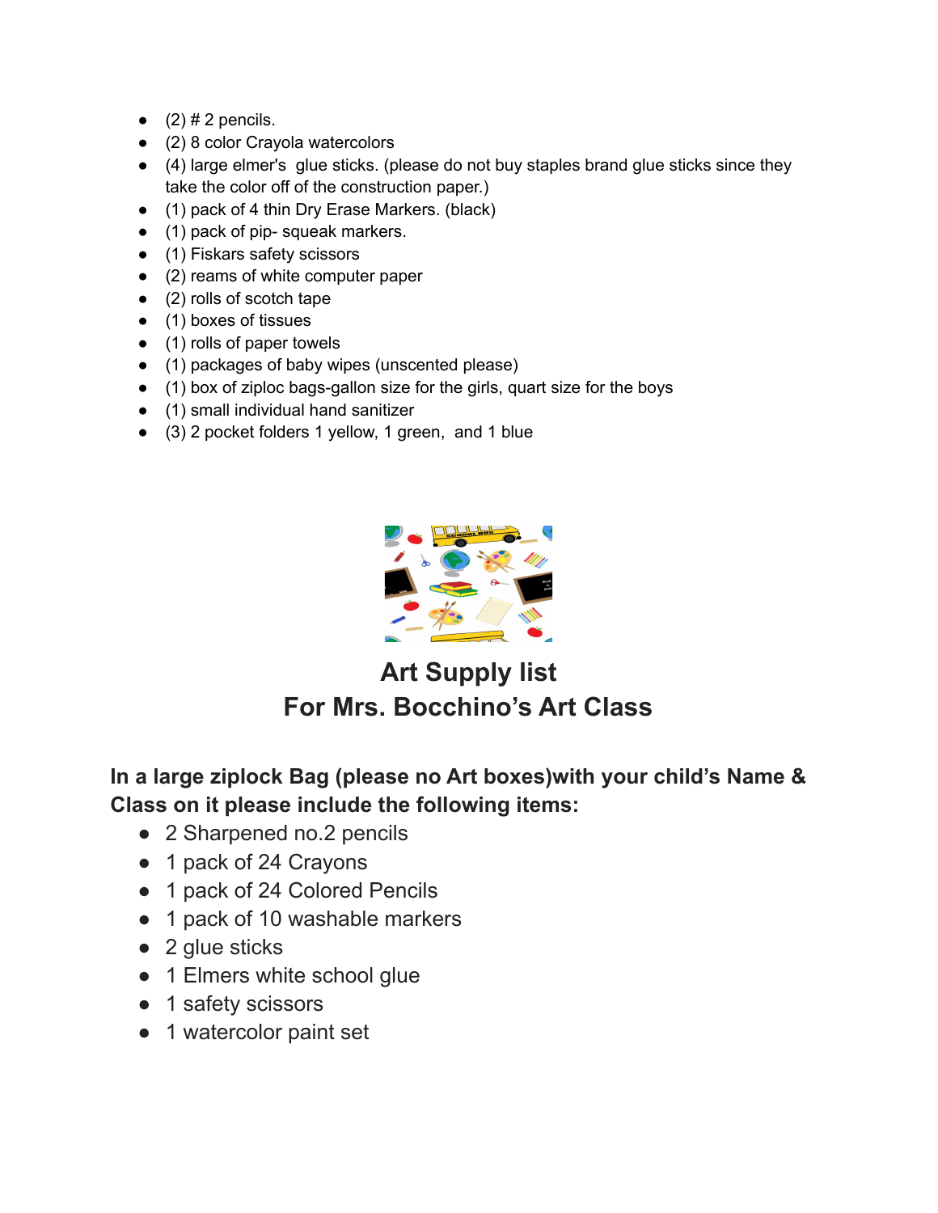- (2) # 2 pencils.
- (2) 8 color Crayola watercolors
- (4) large elmer's glue sticks. (please do not buy staples brand glue sticks since they take the color off of the construction paper.)
- (1) pack of 4 thin Dry Erase Markers. (black)
- (1) pack of pip- squeak markers.
- (1) Fiskars safety scissors
- (2) reams of white computer paper
- (2) rolls of scotch tape
- (1) boxes of tissues
- (1) rolls of paper towels
- (1) packages of baby wipes (unscented please)
- (1) box of ziploc bags-gallon size for the girls, quart size for the boys
- (1) small individual hand sanitizer
- (3) 2 pocket folders 1 yellow, 1 green, and 1 blue

## Art Supply list
## For Mrs. Bocchino's Art Class

**In a large ziplock Bag (please no Art boxes)with your child's Name & Class on it please include the following items:**

- 2 Sharpened no.2 pencils
- 1 pack of 24 Crayons
- 1 pack of 24 Colored Pencils
- 1 pack of 10 washable markers
- 2 glue sticks
- 1 Elmers white school glue
- 1 safety scissors
- 1 watercolor paint set